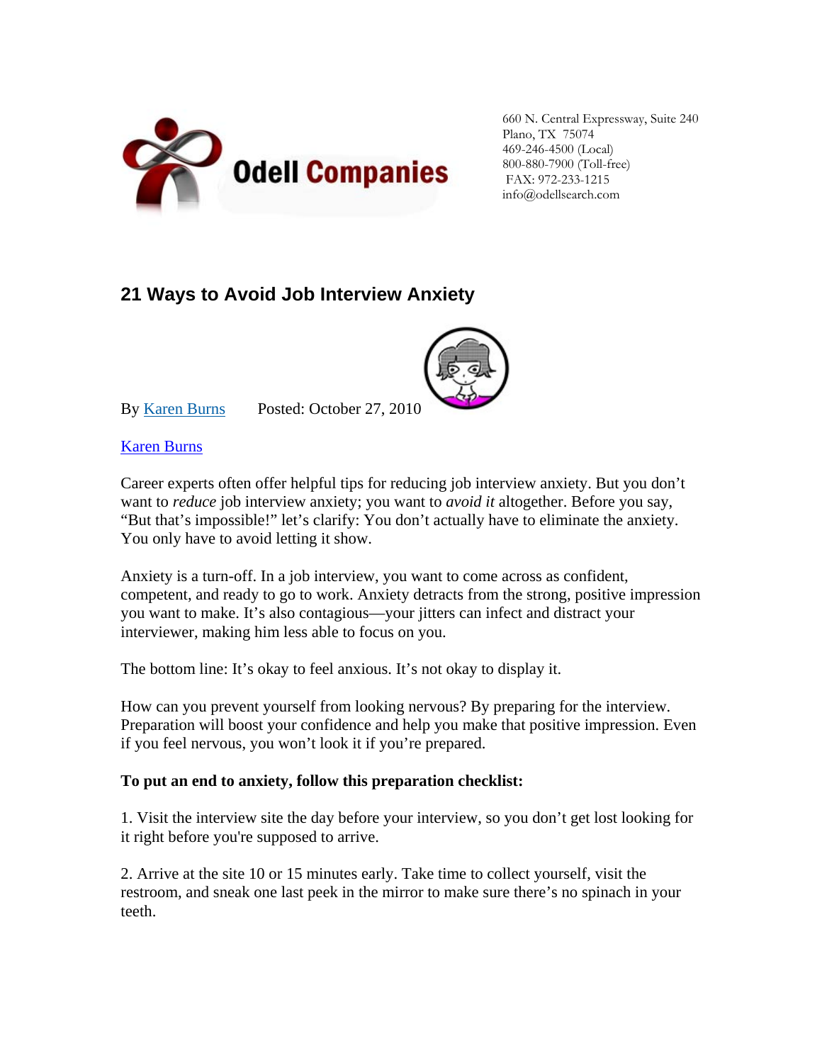Odell Companies

660 N. Central Expressway, Suite 240
Plano, TX 75074
469-246-4500 (Local)
800-880-7900 (Toll-free)
FAX: 972-233-1215
info@odellsearch.com

## 21 Ways to Avoid Job Interview Anxiety

By Karen Burns Posted: October 27, 2010

Karen Burns

Career experts often offer helpful tips for reducing job interview anxiety. But you don't want to *reduce* job interview anxiety; you want to *avoid it* altogether. Before you say, "But that's impossible!" let's clarify: You don't actually have to eliminate the anxiety. You only have to avoid letting it show.

Anxiety is a turn-off. In a job interview, you want to come across as confident, competent, and ready to go to work. Anxiety detracts from the strong, positive impression you want to make. It's also contagious—your jitters can infect and distract your interviewer, making him less able to focus on you.

The bottom line: It's okay to feel anxious. It's not okay to display it.

How can you prevent yourself from looking nervous? By preparing for the interview. Preparation will boost your confidence and help you make that positive impression. Even if you feel nervous, you won't look it if you're prepared.

**To put an end to anxiety, follow this preparation checklist:**

1. Visit the interview site the day before your interview, so you don't get lost looking for it right before you're supposed to arrive.

2. Arrive at the site 10 or 15 minutes early. Take time to collect yourself, visit the restroom, and sneak one last peek in the mirror to make sure there's no spinach in your teeth.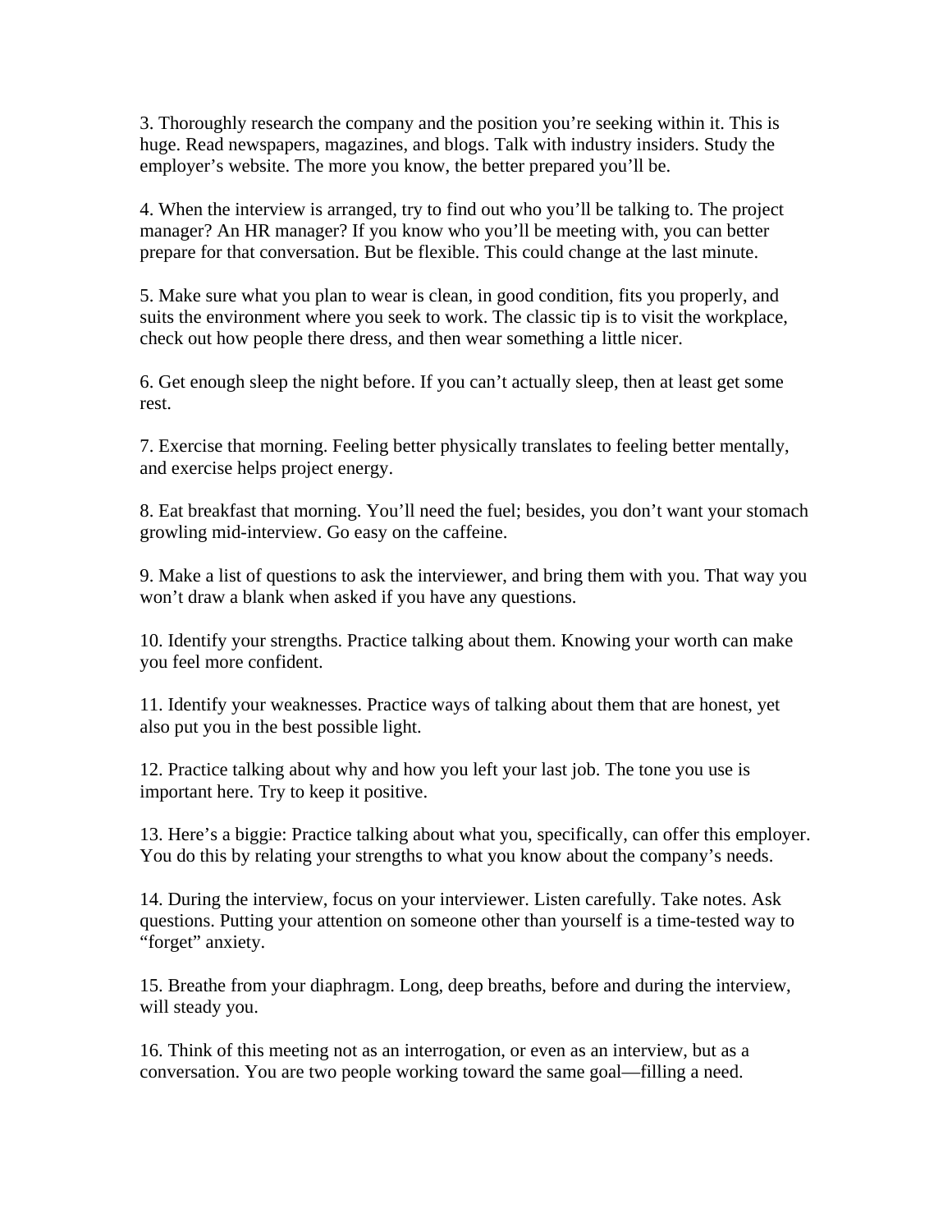3. Thoroughly research the company and the position you're seeking within it. This is huge. Read newspapers, magazines, and blogs. Talk with industry insiders. Study the employer's website. The more you know, the better prepared you'll be.

4. When the interview is arranged, try to find out who you'll be talking to. The project manager? An HR manager? If you know who you'll be meeting with, you can better prepare for that conversation. But be flexible. This could change at the last minute.

5. Make sure what you plan to wear is clean, in good condition, fits you properly, and suits the environment where you seek to work. The classic tip is to visit the workplace, check out how people there dress, and then wear something a little nicer.

6. Get enough sleep the night before. If you can't actually sleep, then at least get some rest.

7. Exercise that morning. Feeling better physically translates to feeling better mentally, and exercise helps project energy.

8. Eat breakfast that morning. You'll need the fuel; besides, you don't want your stomach growling mid-interview. Go easy on the caffeine.

9. Make a list of questions to ask the interviewer, and bring them with you. That way you won't draw a blank when asked if you have any questions.

10. Identify your strengths. Practice talking about them. Knowing your worth can make you feel more confident.

11. Identify your weaknesses. Practice ways of talking about them that are honest, yet also put you in the best possible light.

12. Practice talking about why and how you left your last job. The tone you use is important here. Try to keep it positive.

13. Here's a biggie: Practice talking about what you, specifically, can offer this employer. You do this by relating your strengths to what you know about the company's needs.

14. During the interview, focus on your interviewer. Listen carefully. Take notes. Ask questions. Putting your attention on someone other than yourself is a time-tested way to "forget" anxiety.

15. Breathe from your diaphragm. Long, deep breaths, before and during the interview, will steady you.

16. Think of this meeting not as an interrogation, or even as an interview, but as a conversation. You are two people working toward the same goal—filling a need.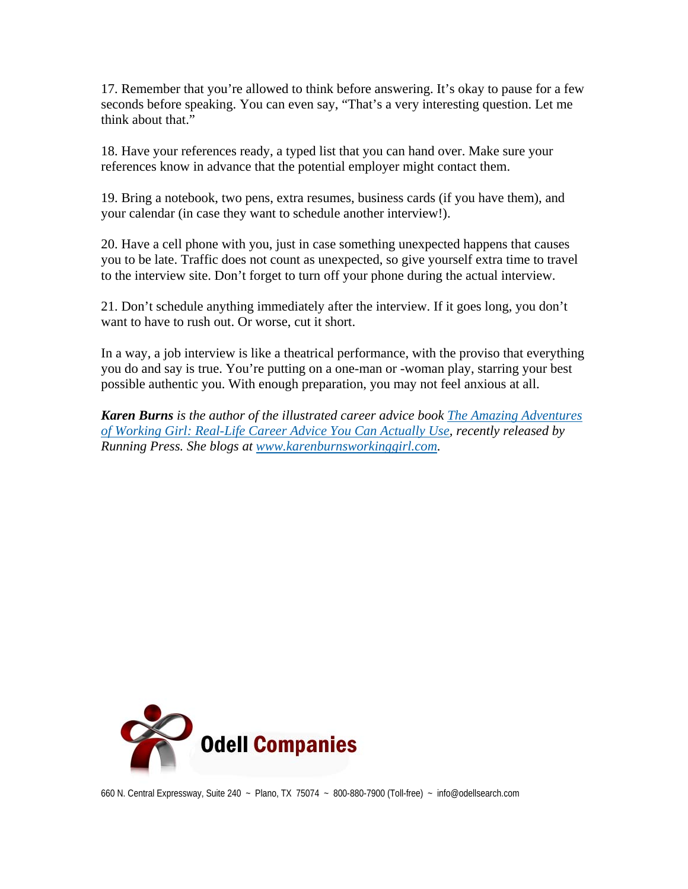17. Remember that you're allowed to think before answering. It's okay to pause for a few seconds before speaking. You can even say, "That's a very interesting question. Let me think about that."

18. Have your references ready, a typed list that you can hand over. Make sure your references know in advance that the potential employer might contact them.

19. Bring a notebook, two pens, extra resumes, business cards (if you have them), and your calendar (in case they want to schedule another interview!).

20. Have a cell phone with you, just in case something unexpected happens that causes you to be late. Traffic does not count as unexpected, so give yourself extra time to travel to the interview site. Don't forget to turn off your phone during the actual interview.

21. Don't schedule anything immediately after the interview. If it goes long, you don't want to have to rush out. Or worse, cut it short.

In a way, a job interview is like a theatrical performance, with the proviso that everything you do and say is true. You're putting on a one-man or -woman play, starring your best possible authentic you. With enough preparation, you may not feel anxious at all.

***Karen Burns** is the author of the illustrated career advice book [The Amazing Adventures of Working Girl: Real-Life Career Advice You Can Actually Use](), recently released by Running Press. She blogs at [www.karenburnsworkinggirl.com]().*

Odell Companies

660 N. Central Expressway, Suite 240 ~ Plano, TX 75074 ~ 800-880-7900 (Toll-free) ~ info@odellsearch.com